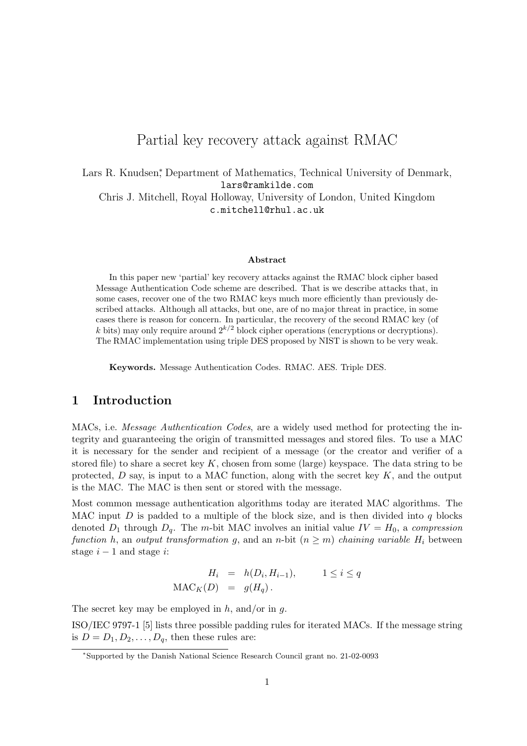# Partial key recovery attack against RMAC

Lars R. Knudsen,* Department of Mathematics, Technical University of Denmark,
lars@ramkilde.com
Chris J. Mitchell, Royal Holloway, University of London, United Kingdom
c.mitchell@rhul.ac.uk

### Abstract

In this paper new 'partial' key recovery attacks against the RMAC block cipher based Message Authentication Code scheme are described. That is we describe attacks that, in some cases, recover one of the two RMAC keys much more efficiently than previously described attacks. Although all attacks, but one, are of no major threat in practice, in some cases there is reason for concern. In particular, the recovery of the second RMAC key (of $k$ bits) may only require around $2^{k/2}$ block cipher operations (encryptions or decryptions). The RMAC implementation using triple DES proposed by NIST is shown to be very weak.

**Keywords.** Message Authentication Codes. RMAC. AES. Triple DES.

## 1 Introduction

MACs, i.e. *Message Authentication Codes*, are a widely used method for protecting the integrity and guaranteeing the origin of transmitted messages and stored files. To use a MAC it is necessary for the sender and recipient of a message (or the creator and verifier of a stored file) to share a secret key $K$, chosen from some (large) keyspace. The data string to be protected, $D$ say, is input to a MAC function, along with the secret key $K$, and the output is the MAC. The MAC is then sent or stored with the message.

Most common message authentication algorithms today are iterated MAC algorithms. The MAC input $D$ is padded to a multiple of the block size, and is then divided into $q$ blocks denoted $D_1$ through $D_q$. The $m$-bit MAC involves an initial value $IV = H_0$, a *compression function* $h$, an *output transformation* $g$, and an $n$-bit ($n \geq m$) *chaining variable* $H_i$ between stage $i-1$ and stage $i$:

$$
\begin{aligned}
H_i &= h(D_i, H_{i-1}), \qquad 1 \leq i \leq q \\
\mathrm{MAC}_K(D) &= g(H_q)\,.
\end{aligned}
$$

The secret key may be employed in $h$, and/or in $g$.

ISO/IEC 9797-1 [5] lists three possible padding rules for iterated MACs. If the message string is $D = D_1, D_2, \ldots, D_q$, then these rules are:

*Supported by the Danish National Science Research Council grant no. 21-02-0093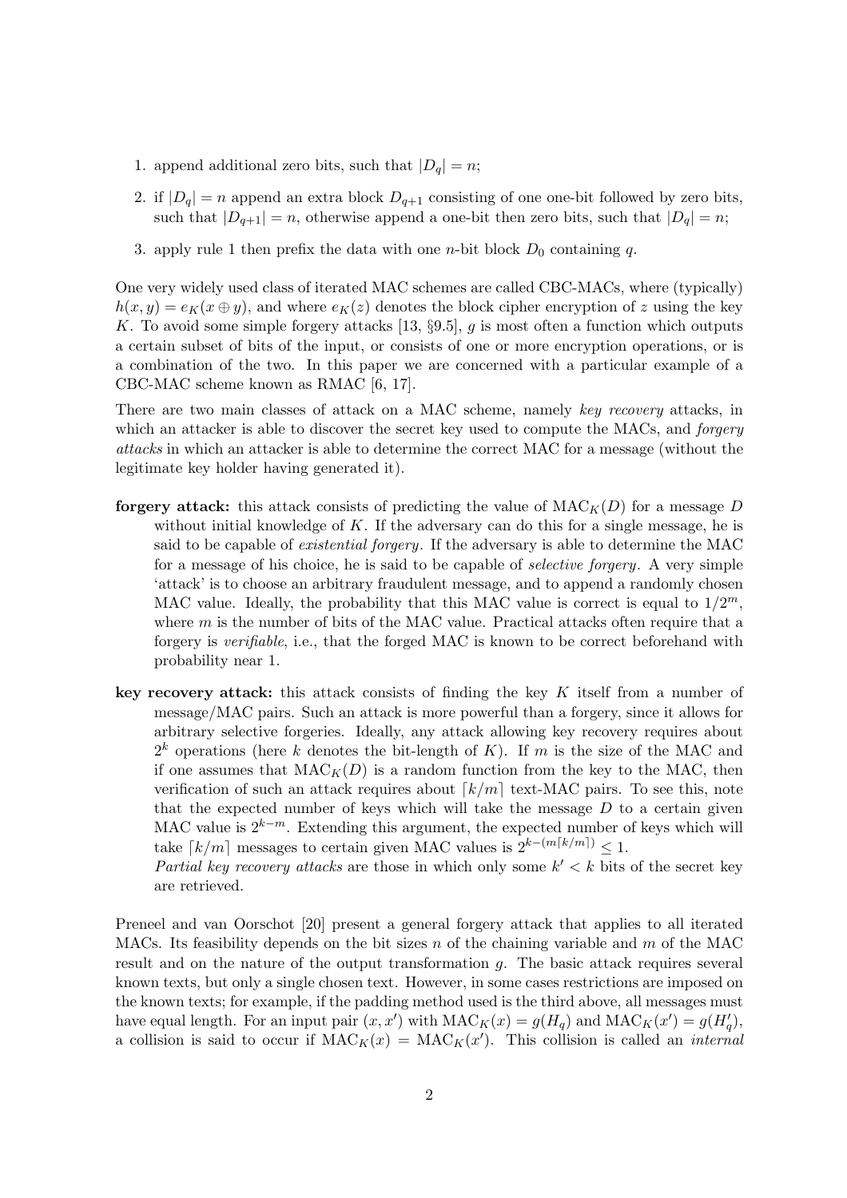1. append additional zero bits, such that $|D_q| = n$;
2. if $|D_q| = n$ append an extra block $D_{q+1}$ consisting of one one-bit followed by zero bits, such that $|D_{q+1}| = n$, otherwise append a one-bit then zero bits, such that $|D_q| = n$;
3. apply rule 1 then prefix the data with one $n$-bit block $D_0$ containing $q$.

One very widely used class of iterated MAC schemes are called CBC-MACs, where (typically) $h(x, y) = e_K(x \oplus y)$, and where $e_K(z)$ denotes the block cipher encryption of $z$ using the key $K$. To avoid some simple forgery attacks [13, §9.5], $g$ is most often a function which outputs a certain subset of bits of the input, or consists of one or more encryption operations, or is a combination of the two. In this paper we are concerned with a particular example of a CBC-MAC scheme known as RMAC [6, 17].

There are two main classes of attack on a MAC scheme, namely *key recovery* attacks, in which an attacker is able to discover the secret key used to compute the MACs, and *forgery attacks* in which an attacker is able to determine the correct MAC for a message (without the legitimate key holder having generated it).

**forgery attack:** this attack consists of predicting the value of $\text{MAC}_K(D)$ for a message $D$ without initial knowledge of $K$. If the adversary can do this for a single message, he is said to be capable of *existential forgery*. If the adversary is able to determine the MAC for a message of his choice, he is said to be capable of *selective forgery*. A very simple 'attack' is to choose an arbitrary fraudulent message, and to append a randomly chosen MAC value. Ideally, the probability that this MAC value is correct is equal to $1/2^m$, where $m$ is the number of bits of the MAC value. Practical attacks often require that a forgery is *verifiable*, i.e., that the forged MAC is known to be correct beforehand with probability near 1.

**key recovery attack:** this attack consists of finding the key $K$ itself from a number of message/MAC pairs. Such an attack is more powerful than a forgery, since it allows for arbitrary selective forgeries. Ideally, any attack allowing key recovery requires about $2^k$ operations (here $k$ denotes the bit-length of $K$). If $m$ is the size of the MAC and if one assumes that $\text{MAC}_K(D)$ is a random function from the key to the MAC, then verification of such an attack requires about $\lceil k/m \rceil$ text-MAC pairs. To see this, note that the expected number of keys which will take the message $D$ to a certain given MAC value is $2^{k-m}$. Extending this argument, the expected number of keys which will take $\lceil k/m \rceil$ messages to certain given MAC values is $2^{k-(m\lceil k/m \rceil)} \leq 1$.
*Partial key recovery attacks* are those in which only some $k' < k$ bits of the secret key are retrieved.

Preneel and van Oorschot [20] present a general forgery attack that applies to all iterated MACs. Its feasibility depends on the bit sizes $n$ of the chaining variable and $m$ of the MAC result and on the nature of the output transformation $g$. The basic attack requires several known texts, but only a single chosen text. However, in some cases restrictions are imposed on the known texts; for example, if the padding method used is the third above, all messages must have equal length. For an input pair $(x, x')$ with $\text{MAC}_K(x) = g(H_q)$ and $\text{MAC}_K(x') = g(H'_q)$, a collision is said to occur if $\text{MAC}_K(x) = \text{MAC}_K(x')$. This collision is called an *internal*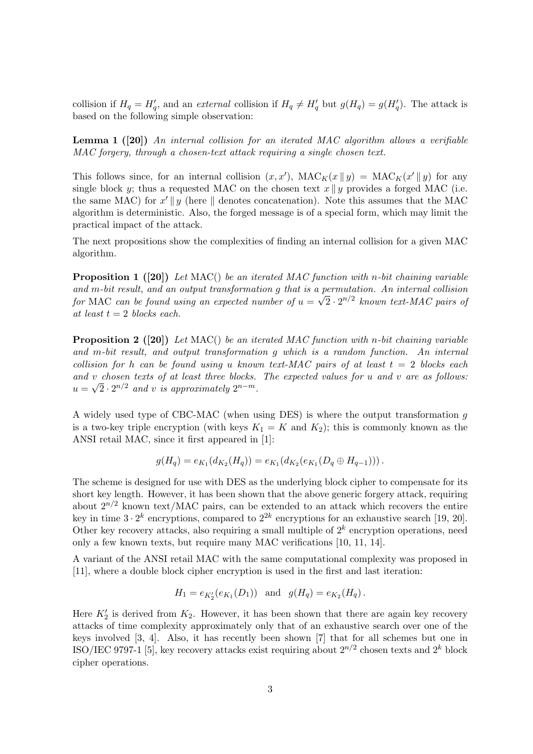collision if $H_q = H'_q$, and an *external* collision if $H_q \neq H'_q$ but $g(H_q) = g(H'_q)$. The attack is based on the following simple observation:

**Lemma 1 ([20])** *An internal collision for an iterated MAC algorithm allows a verifiable MAC forgery, through a chosen-text attack requiring a single chosen text.*

This follows since, for an internal collision $(x, x')$, $\mathrm{MAC}_K(x \,\|\, y) = \mathrm{MAC}_K(x' \,\|\, y)$ for any single block $y$; thus a requested MAC on the chosen text $x \,\|\, y$ provides a forged MAC (i.e. the same MAC) for $x' \,\|\, y$ (here $\|$ denotes concatenation). Note this assumes that the MAC algorithm is deterministic. Also, the forged message is of a special form, which may limit the practical impact of the attack.

The next propositions show the complexities of finding an internal collision for a given MAC algorithm.

**Proposition 1 ([20])** *Let* MAC() *be an iterated MAC function with $n$-bit chaining variable and $m$-bit result, and an output transformation $g$ that is a permutation. An internal collision for* MAC *can be found using an expected number of $u = \sqrt{2} \cdot 2^{n/2}$ known text-MAC pairs of at least $t = 2$ blocks each.*

**Proposition 2 ([20])** *Let* MAC() *be an iterated MAC function with $n$-bit chaining variable and $m$-bit result, and output transformation $g$ which is a random function. An internal collision for $h$ can be found using $u$ known text-MAC pairs of at least $t = 2$ blocks each and $v$ chosen texts of at least three blocks. The expected values for $u$ and $v$ are as follows: $u = \sqrt{2} \cdot 2^{n/2}$ and $v$ is approximately $2^{n-m}$.*

A widely used type of CBC-MAC (when using DES) is where the output transformation $g$ is a two-key triple encryption (with keys $K_1 = K$ and $K_2$); this is commonly known as the ANSI retail MAC, since it first appeared in [1]:

$$g(H_q) = e_{K_1}(d_{K_2}(H_q)) = e_{K_1}(d_{K_2}(e_{K_1}(D_q \oplus H_{q-1}))) .$$

The scheme is designed for use with DES as the underlying block cipher to compensate for its short key length. However, it has been shown that the above generic forgery attack, requiring about $2^{n/2}$ known text/MAC pairs, can be extended to an attack which recovers the entire key in time $3 \cdot 2^k$ encryptions, compared to $2^{2k}$ encryptions for an exhaustive search [19, 20]. Other key recovery attacks, also requiring a small multiple of $2^k$ encryption operations, need only a few known texts, but require many MAC verifications [10, 11, 14].

A variant of the ANSI retail MAC with the same computational complexity was proposed in [11], where a double block cipher encryption is used in the first and last iteration:

$$H_1 = e_{K'_2}(e_{K_1}(D_1)) \quad \text{and} \quad g(H_q) = e_{K_2}(H_q) .$$

Here $K'_2$ is derived from $K_2$. However, it has been shown that there are again key recovery attacks of time complexity approximately only that of an exhaustive search over one of the keys involved [3, 4]. Also, it has recently been shown [7] that for all schemes but one in ISO/IEC 9797-1 [5], key recovery attacks exist requiring about $2^{n/2}$ chosen texts and $2^k$ block cipher operations.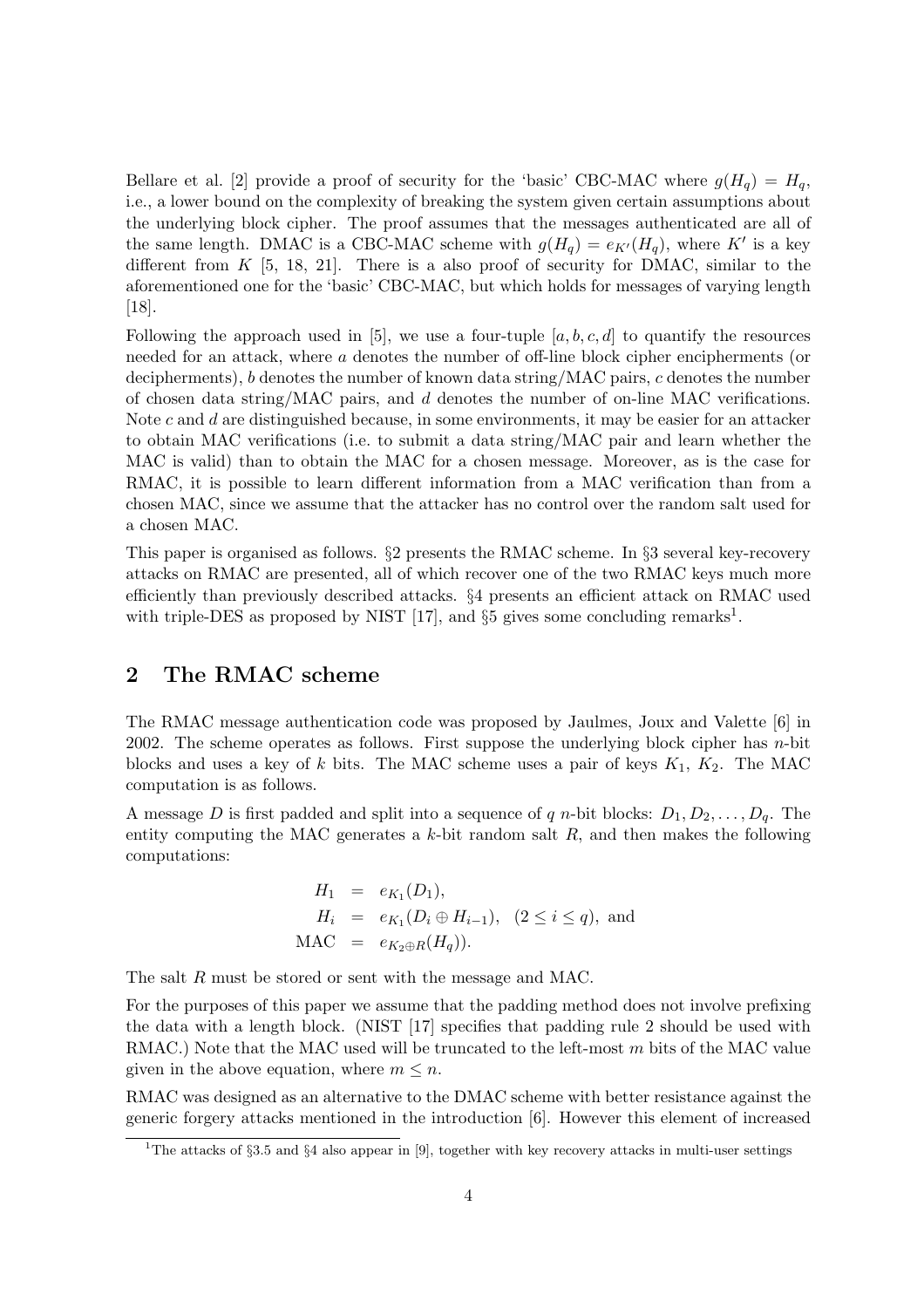Bellare et al. [2] provide a proof of security for the 'basic' CBC-MAC where $g(H_q) = H_q$, i.e., a lower bound on the complexity of breaking the system given certain assumptions about the underlying block cipher. The proof assumes that the messages authenticated are all of the same length. DMAC is a CBC-MAC scheme with $g(H_q) = e_{K'}(H_q)$, where $K'$ is a key different from $K$ [5, 18, 21]. There is a also proof of security for DMAC, similar to the aforementioned one for the 'basic' CBC-MAC, but which holds for messages of varying length [18].

Following the approach used in [5], we use a four-tuple $[a, b, c, d]$ to quantify the resources needed for an attack, where $a$ denotes the number of off-line block cipher encipherments (or decipherments), $b$ denotes the number of known data string/MAC pairs, $c$ denotes the number of chosen data string/MAC pairs, and $d$ denotes the number of on-line MAC verifications. Note $c$ and $d$ are distinguished because, in some environments, it may be easier for an attacker to obtain MAC verifications (i.e. to submit a data string/MAC pair and learn whether the MAC is valid) than to obtain the MAC for a chosen message. Moreover, as is the case for RMAC, it is possible to learn different information from a MAC verification than from a chosen MAC, since we assume that the attacker has no control over the random salt used for a chosen MAC.

This paper is organised as follows. §2 presents the RMAC scheme. In §3 several key-recovery attacks on RMAC are presented, all of which recover one of the two RMAC keys much more efficiently than previously described attacks. §4 presents an efficient attack on RMAC used with triple-DES as proposed by NIST [17], and §5 gives some concluding remarks[1].

## 2 The RMAC scheme

The RMAC message authentication code was proposed by Jaulmes, Joux and Valette [6] in 2002. The scheme operates as follows. First suppose the underlying block cipher has $n$-bit blocks and uses a key of $k$ bits. The MAC scheme uses a pair of keys $K_1$, $K_2$. The MAC computation is as follows.

A message $D$ is first padded and split into a sequence of $q$ $n$-bit blocks: $D_1, D_2, \ldots, D_q$. The entity computing the MAC generates a $k$-bit random salt $R$, and then makes the following computations:

$$
\begin{aligned}
H_1 &= e_{K_1}(D_1), \\
H_i &= e_{K_1}(D_i \oplus H_{i-1}), \quad (2 \leq i \leq q), \text{ and} \\
\text{MAC} &= e_{K_2 \oplus R}(H_q)).
\end{aligned}
$$

The salt $R$ must be stored or sent with the message and MAC.

For the purposes of this paper we assume that the padding method does not involve prefixing the data with a length block. (NIST [17] specifies that padding rule 2 should be used with RMAC.) Note that the MAC used will be truncated to the left-most $m$ bits of the MAC value given in the above equation, where $m \leq n$.

RMAC was designed as an alternative to the DMAC scheme with better resistance against the generic forgery attacks mentioned in the introduction [6]. However this element of increased

[1] The attacks of §3.5 and §4 also appear in [9], together with key recovery attacks in multi-user settings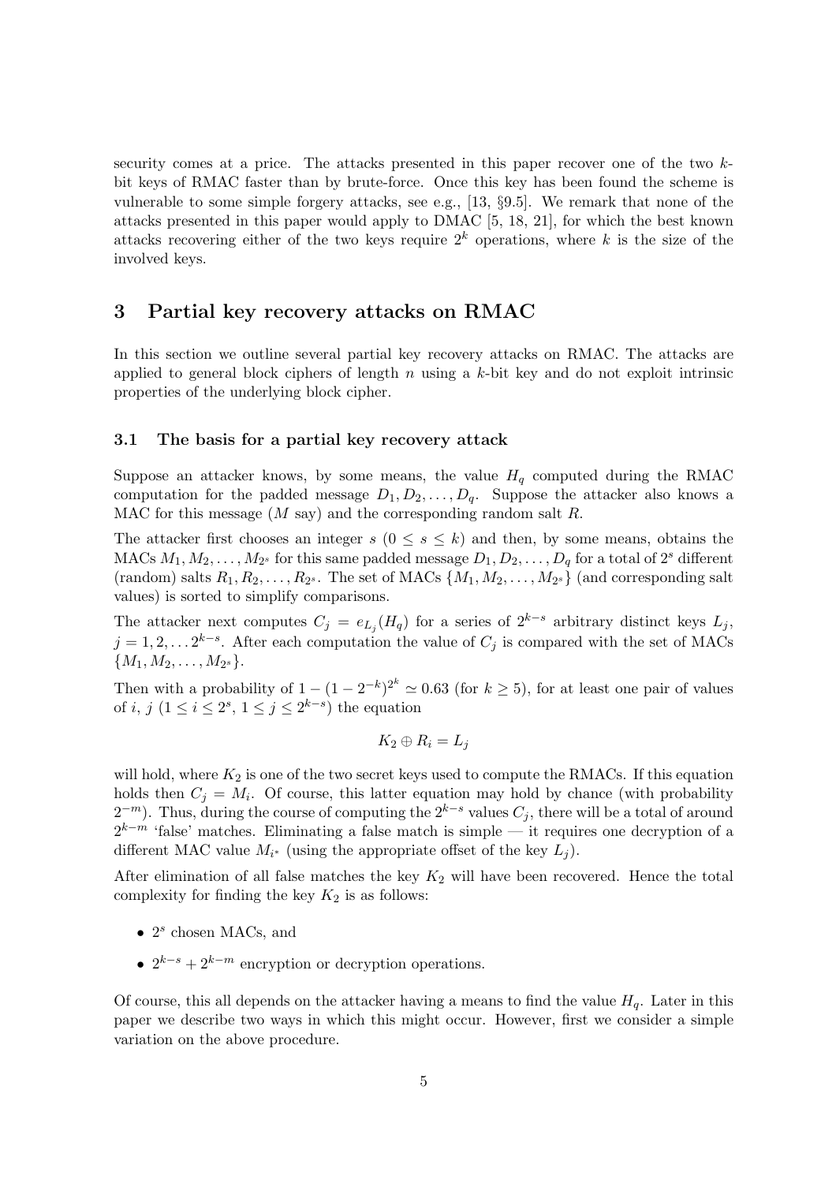security comes at a price. The attacks presented in this paper recover one of the two $k$-bit keys of RMAC faster than by brute-force. Once this key has been found the scheme is vulnerable to some simple forgery attacks, see e.g., [13, §9.5]. We remark that none of the attacks presented in this paper would apply to DMAC [5, 18, 21], for which the best known attacks recovering either of the two keys require $2^k$ operations, where $k$ is the size of the involved keys.

## 3 Partial key recovery attacks on RMAC

In this section we outline several partial key recovery attacks on RMAC. The attacks are applied to general block ciphers of length $n$ using a $k$-bit key and do not exploit intrinsic properties of the underlying block cipher.

### 3.1 The basis for a partial key recovery attack

Suppose an attacker knows, by some means, the value $H_q$ computed during the RMAC computation for the padded message $D_1, D_2, \ldots, D_q$. Suppose the attacker also knows a MAC for this message ($M$ say) and the corresponding random salt $R$.

The attacker first chooses an integer $s$ ($0 \leq s \leq k$) and then, by some means, obtains the MACs $M_1, M_2, \ldots, M_{2^s}$ for this same padded message $D_1, D_2, \ldots, D_q$ for a total of $2^s$ different (random) salts $R_1, R_2, \ldots, R_{2^s}$. The set of MACs $\{M_1, M_2, \ldots, M_{2^s}\}$ (and corresponding salt values) is sorted to simplify comparisons.

The attacker next computes $C_j = e_{L_j}(H_q)$ for a series of $2^{k-s}$ arbitrary distinct keys $L_j$, $j = 1, 2, \ldots 2^{k-s}$. After each computation the value of $C_j$ is compared with the set of MACs $\{M_1, M_2, \ldots, M_{2^s}\}$.

Then with a probability of $1 - (1 - 2^{-k})^{2^k} \simeq 0.63$ (for $k \geq 5$), for at least one pair of values of $i$, $j$ ($1 \leq i \leq 2^s$, $1 \leq j \leq 2^{k-s}$) the equation

$$K_2 \oplus R_i = L_j$$

will hold, where $K_2$ is one of the two secret keys used to compute the RMACs. If this equation holds then $C_j = M_i$. Of course, this latter equation may hold by chance (with probability $2^{-m}$). Thus, during the course of computing the $2^{k-s}$ values $C_j$, there will be a total of around $2^{k-m}$ 'false' matches. Eliminating a false match is simple — it requires one decryption of a different MAC value $M_{i^*}$ (using the appropriate offset of the key $L_j$).

After elimination of all false matches the key $K_2$ will have been recovered. Hence the total complexity for finding the key $K_2$ is as follows:

- $2^s$ chosen MACs, and
- $2^{k-s} + 2^{k-m}$ encryption or decryption operations.

Of course, this all depends on the attacker having a means to find the value $H_q$. Later in this paper we describe two ways in which this might occur. However, first we consider a simple variation on the above procedure.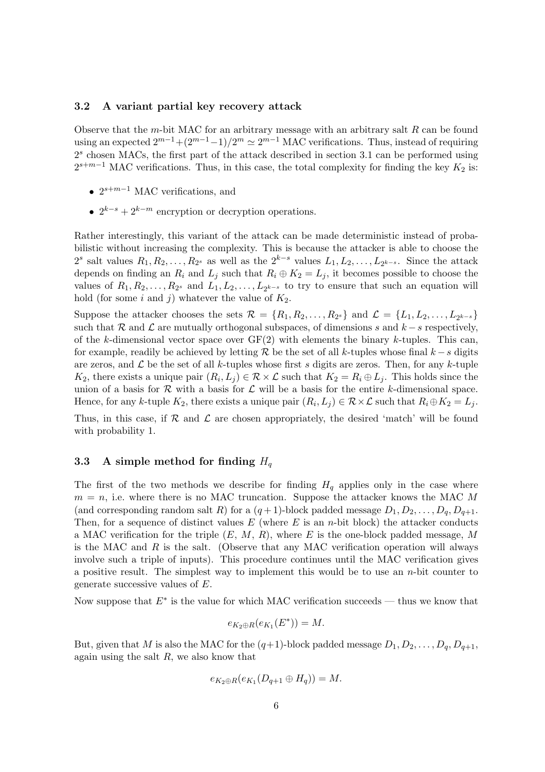### 3.2 A variant partial key recovery attack

Observe that the $m$-bit MAC for an arbitrary message with an arbitrary salt $R$ can be found using an expected $2^{m-1}+(2^{m-1}-1)/2^m \simeq 2^{m-1}$ MAC verifications. Thus, instead of requiring $2^s$ chosen MACs, the first part of the attack described in section 3.1 can be performed using $2^{s+m-1}$ MAC verifications. Thus, in this case, the total complexity for finding the key $K_2$ is:

- $2^{s+m-1}$ MAC verifications, and
- $2^{k-s} + 2^{k-m}$ encryption or decryption operations.

Rather interestingly, this variant of the attack can be made deterministic instead of probabilistic without increasing the complexity. This is because the attacker is able to choose the $2^s$ salt values $R_1, R_2, \ldots, R_{2^s}$ as well as the $2^{k-s}$ values $L_1, L_2, \ldots, L_{2^{k-s}}$. Since the attack depends on finding an $R_i$ and $L_j$ such that $R_i \oplus K_2 = L_j$, it becomes possible to choose the values of $R_1, R_2, \ldots, R_{2^s}$ and $L_1, L_2, \ldots, L_{2^{k-s}}$ to try to ensure that such an equation will hold (for some $i$ and $j$) whatever the value of $K_2$.

Suppose the attacker chooses the sets $\mathcal{R} = \{R_1, R_2, \ldots, R_{2^s}\}$ and $\mathcal{L} = \{L_1, L_2, \ldots, L_{2^{k-s}}\}$ such that $\mathcal{R}$ and $\mathcal{L}$ are mutually orthogonal subspaces, of dimensions $s$ and $k-s$ respectively, of the $k$-dimensional vector space over GF(2) with elements the binary $k$-tuples. This can, for example, readily be achieved by letting $\mathcal{R}$ be the set of all $k$-tuples whose final $k-s$ digits are zeros, and $\mathcal{L}$ be the set of all $k$-tuples whose first $s$ digits are zeros. Then, for any $k$-tuple $K_2$, there exists a unique pair $(R_i, L_j) \in \mathcal{R} \times \mathcal{L}$ such that $K_2 = R_i \oplus L_j$. This holds since the union of a basis for $\mathcal{R}$ with a basis for $\mathcal{L}$ will be a basis for the entire $k$-dimensional space. Hence, for any $k$-tuple $K_2$, there exists a unique pair $(R_i, L_j) \in \mathcal{R} \times \mathcal{L}$ such that $R_i \oplus K_2 = L_j$.

Thus, in this case, if $\mathcal{R}$ and $\mathcal{L}$ are chosen appropriately, the desired 'match' will be found with probability 1.

### 3.3 A simple method for finding $H_q$

The first of the two methods we describe for finding $H_q$ applies only in the case where $m = n$, i.e. where there is no MAC truncation. Suppose the attacker knows the MAC $M$ (and corresponding random salt $R$) for a $(q+1)$-block padded message $D_1, D_2, \ldots, D_q, D_{q+1}$. Then, for a sequence of distinct values $E$ (where $E$ is an $n$-bit block) the attacker conducts a MAC verification for the triple ($E$, $M$, $R$), where $E$ is the one-block padded message, $M$ is the MAC and $R$ is the salt. (Observe that any MAC verification operation will always involve such a triple of inputs). This procedure continues until the MAC verification gives a positive result. The simplest way to implement this would be to use an $n$-bit counter to generate successive values of $E$.

Now suppose that $E^*$ is the value for which MAC verification succeeds — thus we know that

$$e_{K_2 \oplus R}(e_{K_1}(E^*)) = M.$$

But, given that $M$ is also the MAC for the $(q+1)$-block padded message $D_1, D_2, \ldots, D_q, D_{q+1}$, again using the salt $R$, we also know that

$$e_{K_2 \oplus R}(e_{K_1}(D_{q+1} \oplus H_q)) = M.$$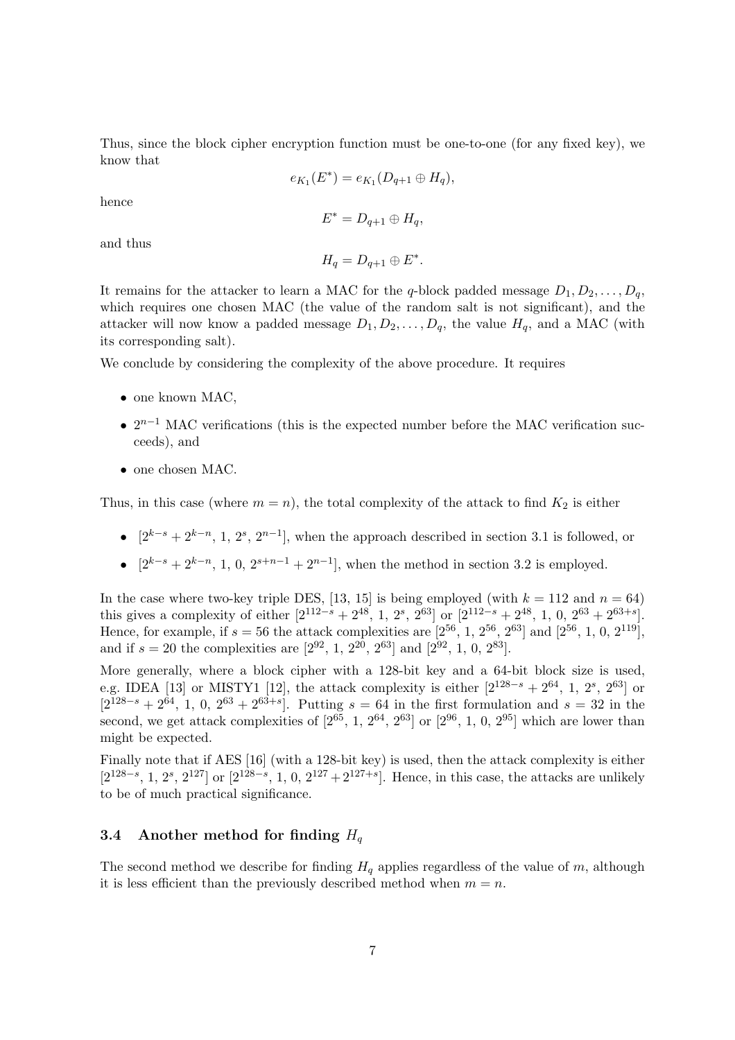Thus, since the block cipher encryption function must be one-to-one (for any fixed key), we know that

$$e_{K_1}(E^*) = e_{K_1}(D_{q+1} \oplus H_q),$$

hence

$$E^* = D_{q+1} \oplus H_q,$$

and thus

$$H_q = D_{q+1} \oplus E^*.$$

It remains for the attacker to learn a MAC for the $q$-block padded message $D_1, D_2, \ldots, D_q$, which requires one chosen MAC (the value of the random salt is not significant), and the attacker will now know a padded message $D_1, D_2, \ldots, D_q$, the value $H_q$, and a MAC (with its corresponding salt).

We conclude by considering the complexity of the above procedure. It requires

- one known MAC,
- $2^{n-1}$ MAC verifications (this is the expected number before the MAC verification succeeds), and
- one chosen MAC.

Thus, in this case (where $m = n$), the total complexity of the attack to find $K_2$ is either

- $[2^{k-s} + 2^{k-n}, 1, 2^s, 2^{n-1}]$, when the approach described in section 3.1 is followed, or
- $[2^{k-s} + 2^{k-n}, 1, 0, 2^{s+n-1} + 2^{n-1}]$, when the method in section 3.2 is employed.

In the case where two-key triple DES, [13, 15] is being employed (with $k = 112$ and $n = 64$) this gives a complexity of either $[2^{112-s} + 2^{48}, 1, 2^s, 2^{63}]$ or $[2^{112-s} + 2^{48}, 1, 0, 2^{63} + 2^{63+s}]$. Hence, for example, if $s = 56$ the attack complexities are $[2^{56}, 1, 2^{56}, 2^{63}]$ and $[2^{56}, 1, 0, 2^{119}]$, and if $s = 20$ the complexities are $[2^{92}, 1, 2^{20}, 2^{63}]$ and $[2^{92}, 1, 0, 2^{83}]$.

More generally, where a block cipher with a 128-bit key and a 64-bit block size is used, e.g. IDEA [13] or MISTY1 [12], the attack complexity is either $[2^{128-s} + 2^{64}, 1, 2^s, 2^{63}]$ or $[2^{128-s} + 2^{64}, 1, 0, 2^{63} + 2^{63+s}]$. Putting $s = 64$ in the first formulation and $s = 32$ in the second, we get attack complexities of $[2^{65}, 1, 2^{64}, 2^{63}]$ or $[2^{96}, 1, 0, 2^{95}]$ which are lower than might be expected.

Finally note that if AES [16] (with a 128-bit key) is used, then the attack complexity is either $[2^{128-s}, 1, 2^s, 2^{127}]$ or $[2^{128-s}, 1, 0, 2^{127} + 2^{127+s}]$. Hence, in this case, the attacks are unlikely to be of much practical significance.

### 3.4 Another method for finding $H_q$

The second method we describe for finding $H_q$ applies regardless of the value of $m$, although it is less efficient than the previously described method when $m = n$.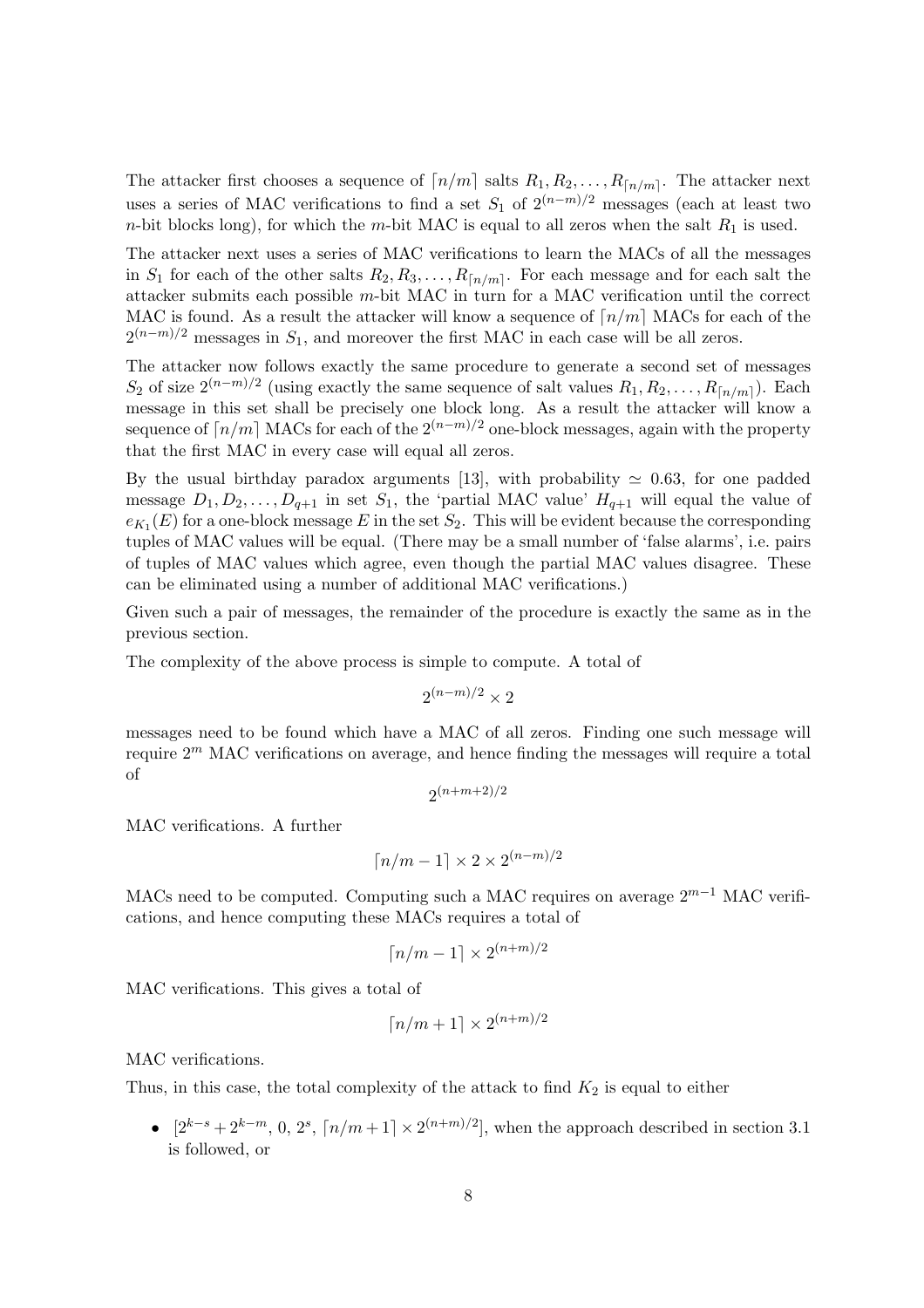The attacker first chooses a sequence of $\lceil n/m \rceil$ salts $R_1, R_2, \ldots, R_{\lceil n/m \rceil}$. The attacker next uses a series of MAC verifications to find a set $S_1$ of $2^{(n-m)/2}$ messages (each at least two $n$-bit blocks long), for which the $m$-bit MAC is equal to all zeros when the salt $R_1$ is used.

The attacker next uses a series of MAC verifications to learn the MACs of all the messages in $S_1$ for each of the other salts $R_2, R_3, \ldots, R_{\lceil n/m \rceil}$. For each message and for each salt the attacker submits each possible $m$-bit MAC in turn for a MAC verification until the correct MAC is found. As a result the attacker will know a sequence of $\lceil n/m \rceil$ MACs for each of the $2^{(n-m)/2}$ messages in $S_1$, and moreover the first MAC in each case will be all zeros.

The attacker now follows exactly the same procedure to generate a second set of messages $S_2$ of size $2^{(n-m)/2}$ (using exactly the same sequence of salt values $R_1, R_2, \ldots, R_{\lceil n/m \rceil}$). Each message in this set shall be precisely one block long. As a result the attacker will know a sequence of $\lceil n/m \rceil$ MACs for each of the $2^{(n-m)/2}$ one-block messages, again with the property that the first MAC in every case will equal all zeros.

By the usual birthday paradox arguments [13], with probability $\simeq 0.63$, for one padded message $D_1, D_2, \ldots, D_{q+1}$ in set $S_1$, the 'partial MAC value' $H_{q+1}$ will equal the value of $e_{K_1}(E)$ for a one-block message $E$ in the set $S_2$. This will be evident because the corresponding tuples of MAC values will be equal. (There may be a small number of 'false alarms', i.e. pairs of tuples of MAC values which agree, even though the partial MAC values disagree. These can be eliminated using a number of additional MAC verifications.)

Given such a pair of messages, the remainder of the procedure is exactly the same as in the previous section.

The complexity of the above process is simple to compute. A total of

$$2^{(n-m)/2} \times 2$$

messages need to be found which have a MAC of all zeros. Finding one such message will require $2^m$ MAC verifications on average, and hence finding the messages will require a total of

$$2^{(n+m+2)/2}$$

MAC verifications. A further

$$\lceil n/m - 1 \rceil \times 2 \times 2^{(n-m)/2}$$

MACs need to be computed. Computing such a MAC requires on average $2^{m-1}$ MAC verifications, and hence computing these MACs requires a total of

$$\lceil n/m - 1 \rceil \times 2^{(n+m)/2}$$

MAC verifications. This gives a total of

$$\lceil n/m + 1 \rceil \times 2^{(n+m)/2}$$

MAC verifications.

Thus, in this case, the total complexity of the attack to find $K_2$ is equal to either

- $[2^{k-s} + 2^{k-m},\ 0,\ 2^s,\ \lceil n/m + 1 \rceil \times 2^{(n+m)/2}]$, when the approach described in section 3.1 is followed, or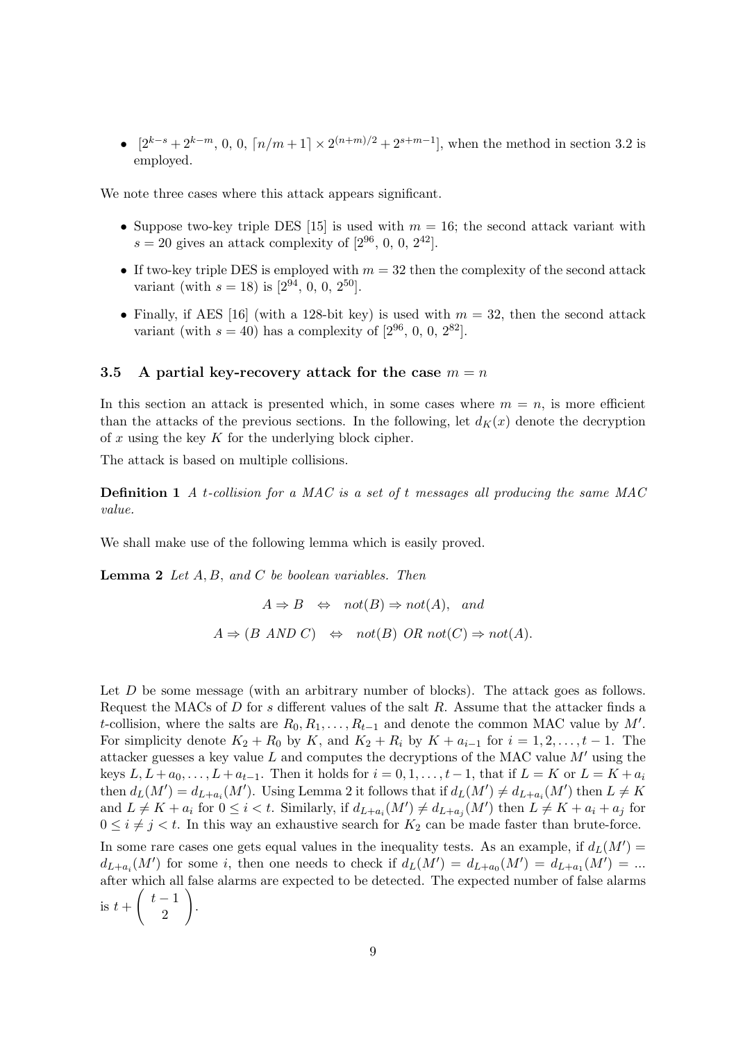- $[2^{k-s} + 2^{k-m}$, 0, 0, $\lceil n/m+1 \rceil \times 2^{(n+m)/2} + 2^{s+m-1}]$, when the method in section 3.2 is employed.

We note three cases where this attack appears significant.

- Suppose two-key triple DES [15] is used with $m = 16$; the second attack variant with $s = 20$ gives an attack complexity of $[2^{96}$, 0, 0, $2^{42}]$.
- If two-key triple DES is employed with $m = 32$ then the complexity of the second attack variant (with $s = 18$) is $[2^{94}$, 0, 0, $2^{50}]$.
- Finally, if AES [16] (with a 128-bit key) is used with $m = 32$, then the second attack variant (with $s = 40$) has a complexity of $[2^{96}$, 0, 0, $2^{82}]$.

### 3.5 A partial key-recovery attack for the case $m = n$

In this section an attack is presented which, in some cases where $m = n$, is more efficient than the attacks of the previous sections. In the following, let $d_K(x)$ denote the decryption of $x$ using the key $K$ for the underlying block cipher.

The attack is based on multiple collisions.

**Definition 1** *A $t$-collision for a MAC is a set of $t$ messages all producing the same MAC value.*

We shall make use of the following lemma which is easily proved.

**Lemma 2** *Let $A, B$, and $C$ be boolean variables. Then*

$$A \Rightarrow B \quad \Leftrightarrow \quad not(B) \Rightarrow not(A), \quad and$$

$$A \Rightarrow (B \ AND \ C) \quad \Leftrightarrow \quad not(B) \ OR \ not(C) \Rightarrow not(A).$$

Let $D$ be some message (with an arbitrary number of blocks). The attack goes as follows. Request the MACs of $D$ for $s$ different values of the salt $R$. Assume that the attacker finds a $t$-collision, where the salts are $R_0, R_1, \ldots, R_{t-1}$ and denote the common MAC value by $M'$. For simplicity denote $K_2 + R_0$ by $K$, and $K_2 + R_i$ by $K + a_{i-1}$ for $i = 1, 2, \ldots, t-1$. The attacker guesses a key value $L$ and computes the decryptions of the MAC value $M'$ using the keys $L, L + a_0, \ldots, L + a_{t-1}$. Then it holds for $i = 0, 1, \ldots, t-1$, that if $L = K$ or $L = K + a_i$ then $d_L(M') = d_{L+a_i}(M')$. Using Lemma 2 it follows that if $d_L(M') \neq d_{L+a_i}(M')$ then $L \neq K$ and $L \neq K + a_i$ for $0 \leq i < t$. Similarly, if $d_{L+a_i}(M') \neq d_{L+a_j}(M')$ then $L \neq K + a_i + a_j$ for $0 \leq i \neq j < t$. In this way an exhaustive search for $K_2$ can be made faster than brute-force.

In some rare cases one gets equal values in the inequality tests. As an example, if $d_L(M') = d_{L+a_i}(M')$ for some $i$, then one needs to check if $d_L(M') = d_{L+a_0}(M') = d_{L+a_1}(M') = \ldots$ after which all false alarms are expected to be detected. The expected number of false alarms is $t + \binom{t-1}{2}$.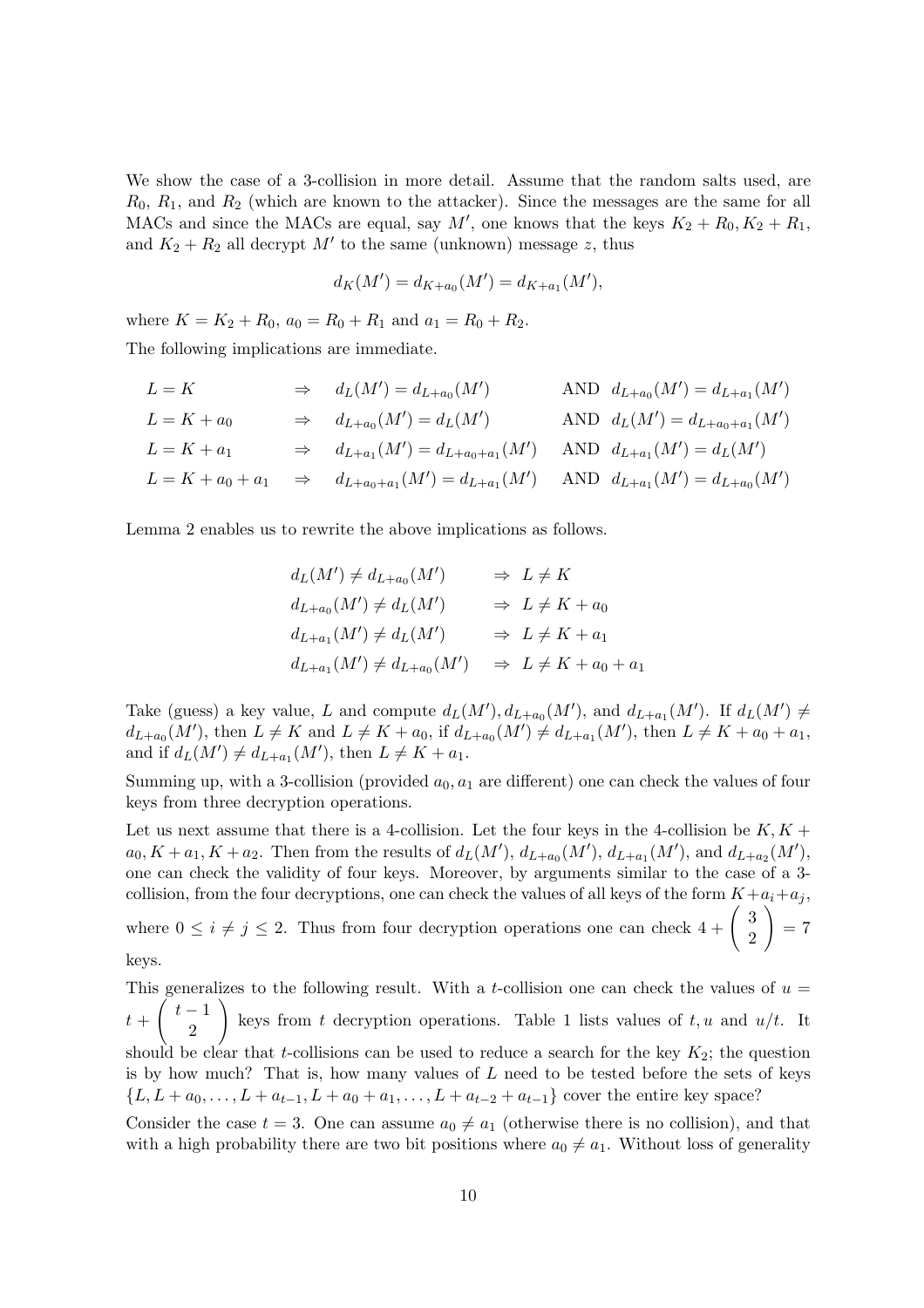We show the case of a 3-collision in more detail. Assume that the random salts used, are $R_0$, $R_1$, and $R_2$ (which are known to the attacker). Since the messages are the same for all MACs and since the MACs are equal, say $M'$, one knows that the keys $K_2 + R_0, K_2 + R_1$, and $K_2 + R_2$ all decrypt $M'$ to the same (unknown) message $z$, thus

$$d_K(M') = d_{K+a_0}(M') = d_{K+a_1}(M'),$$

where $K = K_2 + R_0$, $a_0 = R_0 + R_1$ and $a_1 = R_0 + R_2$.

The following implications are immediate.

$$\begin{array}{llll}
L = K & \Rightarrow & d_L(M') = d_{L+a_0}(M') & \text{AND } \; d_{L+a_0}(M') = d_{L+a_1}(M') \\
L = K + a_0 & \Rightarrow & d_{L+a_0}(M') = d_L(M') & \text{AND } \; d_L(M') = d_{L+a_0+a_1}(M') \\
L = K + a_1 & \Rightarrow & d_{L+a_1}(M') = d_{L+a_0+a_1}(M') & \text{AND } \; d_{L+a_1}(M') = d_L(M') \\
L = K + a_0 + a_1 & \Rightarrow & d_{L+a_0+a_1}(M') = d_{L+a_1}(M') & \text{AND } \; d_{L+a_1}(M') = d_{L+a_0}(M')
\end{array}$$

Lemma 2 enables us to rewrite the above implications as follows.

$$\begin{array}{ll}
d_L(M') \neq d_{L+a_0}(M') & \Rightarrow \; L \neq K \\
d_{L+a_0}(M') \neq d_L(M') & \Rightarrow \; L \neq K + a_0 \\
d_{L+a_1}(M') \neq d_L(M') & \Rightarrow \; L \neq K + a_1 \\
d_{L+a_1}(M') \neq d_{L+a_0}(M') & \Rightarrow \; L \neq K + a_0 + a_1
\end{array}$$

Take (guess) a key value, $L$ and compute $d_L(M'), d_{L+a_0}(M')$, and $d_{L+a_1}(M')$. If $d_L(M') \neq d_{L+a_0}(M')$, then $L \neq K$ and $L \neq K + a_0$, if $d_{L+a_0}(M') \neq d_{L+a_1}(M')$, then $L \neq K + a_0 + a_1$, and if $d_L(M') \neq d_{L+a_1}(M')$, then $L \neq K + a_1$.

Summing up, with a 3-collision (provided $a_0, a_1$ are different) one can check the values of four keys from three decryption operations.

Let us next assume that there is a 4-collision. Let the four keys in the 4-collision be $K, K + a_0, K + a_1, K + a_2$. Then from the results of $d_L(M')$, $d_{L+a_0}(M')$, $d_{L+a_1}(M')$, and $d_{L+a_2}(M')$, one can check the validity of four keys. Moreover, by arguments similar to the case of a 3-collision, from the four decryptions, one can check the values of all keys of the form $K + a_i + a_j$, where $0 \leq i \neq j \leq 2$. Thus from four decryption operations one can check $4 + \begin{pmatrix} 3 \\ 2 \end{pmatrix} = 7$ keys.

This generalizes to the following result. With a $t$-collision one can check the values of $u = t + \begin{pmatrix} t-1 \\ 2 \end{pmatrix}$ keys from $t$ decryption operations. Table 1 lists values of $t, u$ and $u/t$. It should be clear that $t$-collisions can be used to reduce a search for the key $K_2$; the question is by how much? That is, how many values of $L$ need to be tested before the sets of keys $\{L, L + a_0, \ldots, L + a_{t-1}, L + a_0 + a_1, \ldots, L + a_{t-2} + a_{t-1}\}$ cover the entire key space?

Consider the case $t = 3$. One can assume $a_0 \neq a_1$ (otherwise there is no collision), and that with a high probability there are two bit positions where $a_0 \neq a_1$. Without loss of generality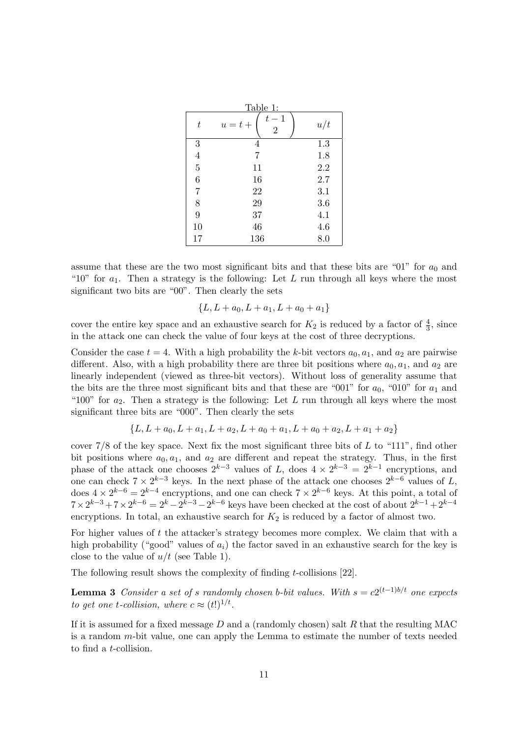Table 1:

| $t$ | $u = t + \binom{t-1}{2}$ | $u/t$ |
|---|---|---|
| 3 | 4 | 1.3 |
| 4 | 7 | 1.8 |
| 5 | 11 | 2.2 |
| 6 | 16 | 2.7 |
| 7 | 22 | 3.1 |
| 8 | 29 | 3.6 |
| 9 | 37 | 4.1 |
| 10 | 46 | 4.6 |
| 17 | 136 | 8.0 |

assume that these are the two most significant bits and that these bits are "01" for $a_0$ and "10" for $a_1$. Then a strategy is the following: Let $L$ run through all keys where the most significant two bits are "00". Then clearly the sets

$$\{L, L + a_0, L + a_1, L + a_0 + a_1\}$$

cover the entire key space and an exhaustive search for $K_2$ is reduced by a factor of $\frac{4}{3}$, since in the attack one can check the value of four keys at the cost of three decryptions.

Consider the case $t = 4$. With a high probability the $k$-bit vectors $a_0, a_1$, and $a_2$ are pairwise different. Also, with a high probability there are three bit positions where $a_0, a_1$, and $a_2$ are linearly independent (viewed as three-bit vectors). Without loss of generality assume that the bits are the three most significant bits and that these are "001" for $a_0$, "010" for $a_1$ and "100" for $a_2$. Then a strategy is the following: Let $L$ run through all keys where the most significant three bits are "000". Then clearly the sets

$$\{L, L + a_0, L + a_1, L + a_2, L + a_0 + a_1, L + a_0 + a_2, L + a_1 + a_2\}$$

cover 7/8 of the key space. Next fix the most significant three bits of $L$ to "111", find other bit positions where $a_0, a_1$, and $a_2$ are different and repeat the strategy. Thus, in the first phase of the attack one chooses $2^{k-3}$ values of $L$, does $4 \times 2^{k-3} = 2^{k-1}$ encryptions, and one can check $7 \times 2^{k-3}$ keys. In the next phase of the attack one chooses $2^{k-6}$ values of $L$, does $4 \times 2^{k-6} = 2^{k-4}$ encryptions, and one can check $7 \times 2^{k-6}$ keys. At this point, a total of $7 \times 2^{k-3} + 7 \times 2^{k-6} = 2^k - 2^{k-3} - 2^{k-6}$ keys have been checked at the cost of about $2^{k-1} + 2^{k-4}$ encryptions. In total, an exhaustive search for $K_2$ is reduced by a factor of almost two.

For higher values of $t$ the attacker's strategy becomes more complex. We claim that with a high probability ("good" values of $a_i$) the factor saved in an exhaustive search for the key is close to the value of $u/t$ (see Table 1).

The following result shows the complexity of finding $t$-collisions [22].

**Lemma 3** *Consider a set of $s$ randomly chosen $b$-bit values. With $s = c2^{(t-1)b/t}$ one expects to get one $t$-collision, where $c \approx (t!)^{1/t}$.*

If it is assumed for a fixed message $D$ and a (randomly chosen) salt $R$ that the resulting MAC is a random $m$-bit value, one can apply the Lemma to estimate the number of texts needed to find a $t$-collision.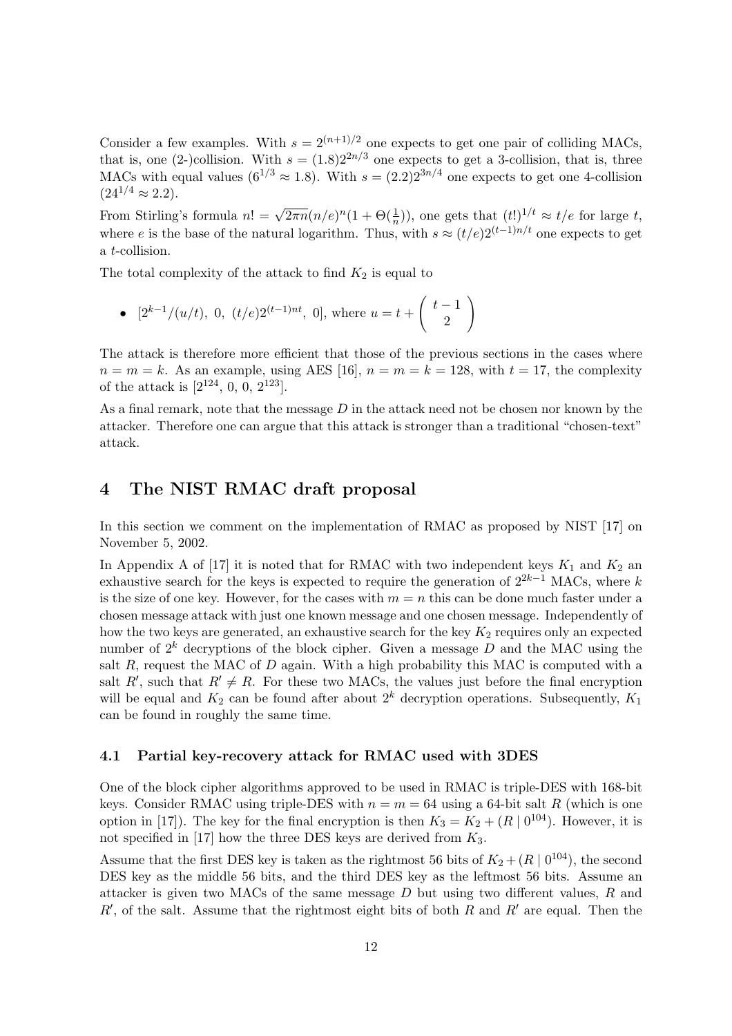Consider a few examples. With $s = 2^{(n+1)/2}$ one expects to get one pair of colliding MACs, that is, one (2-)collision. With $s = (1.8)2^{2n/3}$ one expects to get a 3-collision, that is, three MACs with equal values ($6^{1/3} \approx 1.8$). With $s = (2.2)2^{3n/4}$ one expects to get one 4-collision ($24^{1/4} \approx 2.2$).

From Stirling's formula $n! = \sqrt{2\pi n}(n/e)^n(1 + \Theta(\frac{1}{n}))$, one gets that $(t!)^{1/t} \approx t/e$ for large $t$, where $e$ is the base of the natural logarithm. Thus, with $s \approx (t/e)2^{(t-1)n/t}$ one expects to get a $t$-collision.

The total complexity of the attack to find $K_2$ is equal to

- $[2^{k-1}/(u/t),\ 0,\ (t/e)2^{(t-1)nt},\ 0]$, where $u = t + \left( \begin{array}{c} t-1 \\ 2 \end{array} \right)$

The attack is therefore more efficient that those of the previous sections in the cases where $n = m = k$. As an example, using AES [16], $n = m = k = 128$, with $t = 17$, the complexity of the attack is $[2^{124},\ 0,\ 0,\ 2^{123}]$.

As a final remark, note that the message $D$ in the attack need not be chosen nor known by the attacker. Therefore one can argue that this attack is stronger than a traditional "chosen-text" attack.

## 4 The NIST RMAC draft proposal

In this section we comment on the implementation of RMAC as proposed by NIST [17] on November 5, 2002.

In Appendix A of [17] it is noted that for RMAC with two independent keys $K_1$ and $K_2$ an exhaustive search for the keys is expected to require the generation of $2^{2k-1}$ MACs, where $k$ is the size of one key. However, for the cases with $m = n$ this can be done much faster under a chosen message attack with just one known message and one chosen message. Independently of how the two keys are generated, an exhaustive search for the key $K_2$ requires only an expected number of $2^k$ decryptions of the block cipher. Given a message $D$ and the MAC using the salt $R$, request the MAC of $D$ again. With a high probability this MAC is computed with a salt $R'$, such that $R' \neq R$. For these two MACs, the values just before the final encryption will be equal and $K_2$ can be found after about $2^k$ decryption operations. Subsequently, $K_1$ can be found in roughly the same time.

### 4.1 Partial key-recovery attack for RMAC used with 3DES

One of the block cipher algorithms approved to be used in RMAC is triple-DES with 168-bit keys. Consider RMAC using triple-DES with $n = m = 64$ using a 64-bit salt $R$ (which is one option in [17]). The key for the final encryption is then $K_3 = K_2 + (R \mid 0^{104})$. However, it is not specified in [17] how the three DES keys are derived from $K_3$.

Assume that the first DES key is taken as the rightmost 56 bits of $K_2 + (R \mid 0^{104})$, the second DES key as the middle 56 bits, and the third DES key as the leftmost 56 bits. Assume an attacker is given two MACs of the same message $D$ but using two different values, $R$ and $R'$, of the salt. Assume that the rightmost eight bits of both $R$ and $R'$ are equal. Then the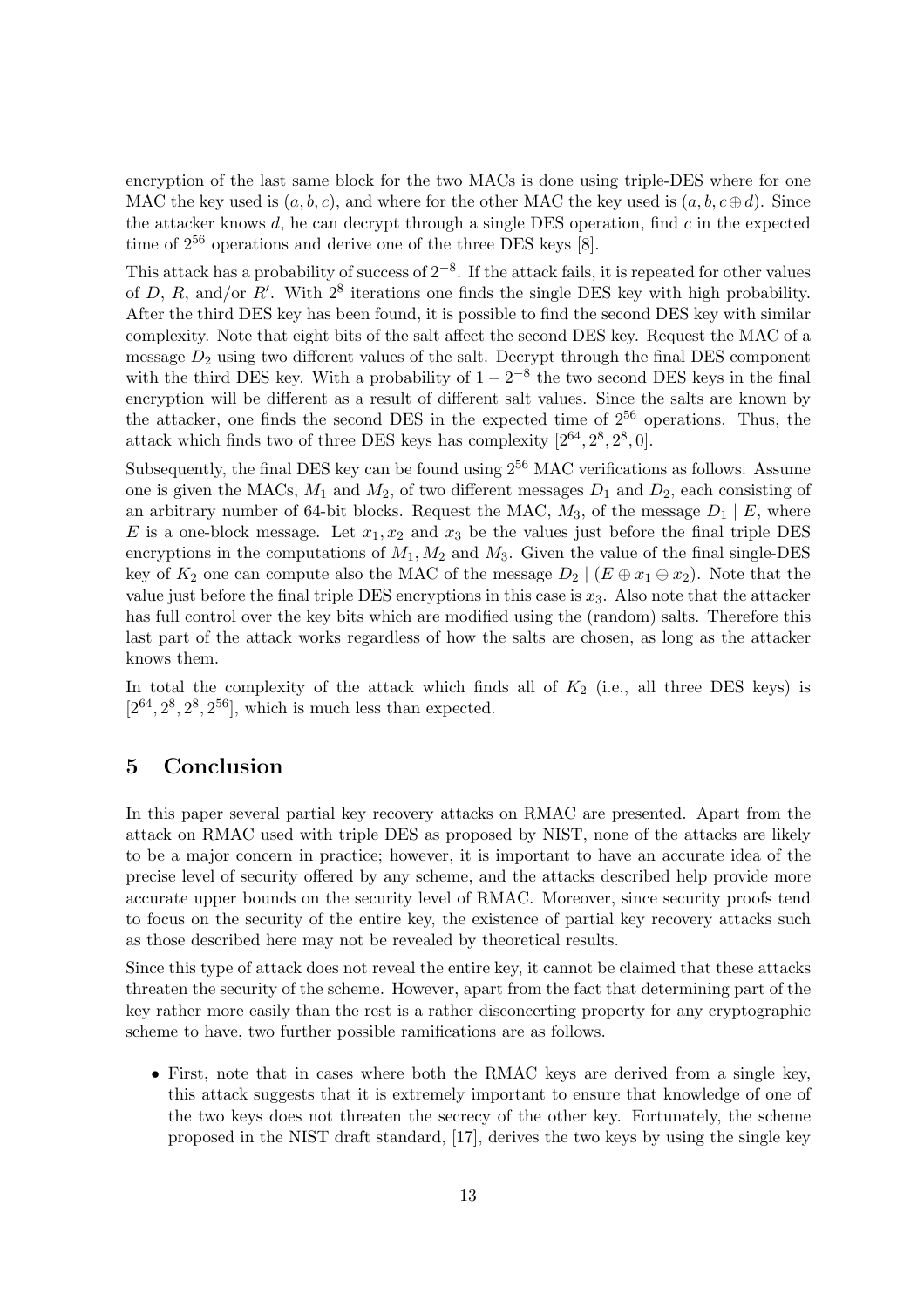encryption of the last same block for the two MACs is done using triple-DES where for one MAC the key used is $(a, b, c)$, and where for the other MAC the key used is $(a, b, c \oplus d)$. Since the attacker knows $d$, he can decrypt through a single DES operation, find $c$ in the expected time of $2^{56}$ operations and derive one of the three DES keys [8].

This attack has a probability of success of $2^{-8}$. If the attack fails, it is repeated for other values of $D$, $R$, and/or $R'$. With $2^8$ iterations one finds the single DES key with high probability. After the third DES key has been found, it is possible to find the second DES key with similar complexity. Note that eight bits of the salt affect the second DES key. Request the MAC of a message $D_2$ using two different values of the salt. Decrypt through the final DES component with the third DES key. With a probability of $1 - 2^{-8}$ the two second DES keys in the final encryption will be different as a result of different salt values. Since the salts are known by the attacker, one finds the second DES in the expected time of $2^{56}$ operations. Thus, the attack which finds two of three DES keys has complexity $[2^{64}, 2^8, 2^8, 0]$.

Subsequently, the final DES key can be found using $2^{56}$ MAC verifications as follows. Assume one is given the MACs, $M_1$ and $M_2$, of two different messages $D_1$ and $D_2$, each consisting of an arbitrary number of 64-bit blocks. Request the MAC, $M_3$, of the message $D_1 \mid E$, where $E$ is a one-block message. Let $x_1, x_2$ and $x_3$ be the values just before the final triple DES encryptions in the computations of $M_1, M_2$ and $M_3$. Given the value of the final single-DES key of $K_2$ one can compute also the MAC of the message $D_2 \mid (E \oplus x_1 \oplus x_2)$. Note that the value just before the final triple DES encryptions in this case is $x_3$. Also note that the attacker has full control over the key bits which are modified using the (random) salts. Therefore this last part of the attack works regardless of how the salts are chosen, as long as the attacker knows them.

In total the complexity of the attack which finds all of $K_2$ (i.e., all three DES keys) is $[2^{64}, 2^8, 2^8, 2^{56}]$, which is much less than expected.

## 5 Conclusion

In this paper several partial key recovery attacks on RMAC are presented. Apart from the attack on RMAC used with triple DES as proposed by NIST, none of the attacks are likely to be a major concern in practice; however, it is important to have an accurate idea of the precise level of security offered by any scheme, and the attacks described help provide more accurate upper bounds on the security level of RMAC. Moreover, since security proofs tend to focus on the security of the entire key, the existence of partial key recovery attacks such as those described here may not be revealed by theoretical results.

Since this type of attack does not reveal the entire key, it cannot be claimed that these attacks threaten the security of the scheme. However, apart from the fact that determining part of the key rather more easily than the rest is a rather disconcerting property for any cryptographic scheme to have, two further possible ramifications are as follows.

- First, note that in cases where both the RMAC keys are derived from a single key, this attack suggests that it is extremely important to ensure that knowledge of one of the two keys does not threaten the secrecy of the other key. Fortunately, the scheme proposed in the NIST draft standard, [17], derives the two keys by using the single key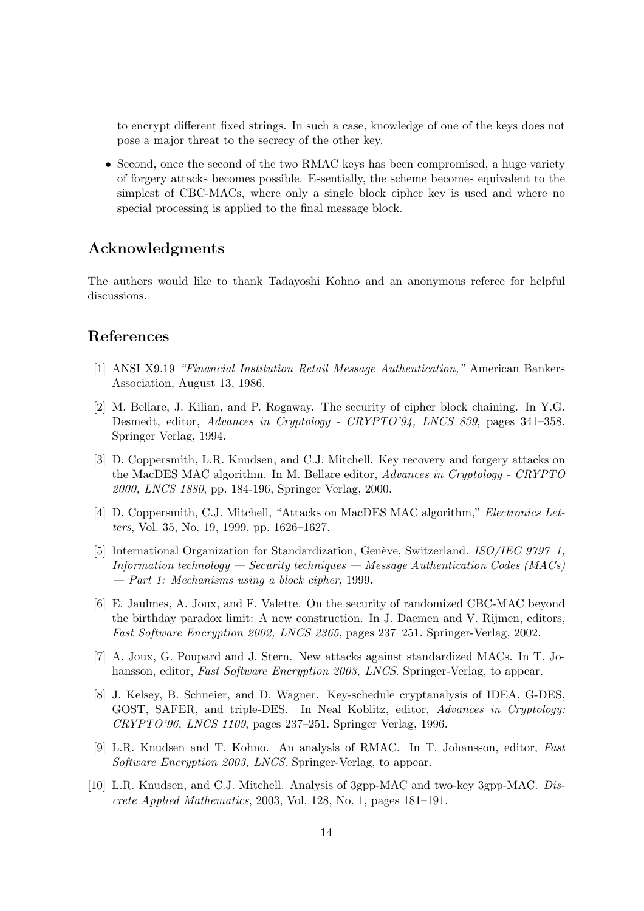to encrypt different fixed strings. In such a case, knowledge of one of the keys does not pose a major threat to the secrecy of the other key.

- Second, once the second of the two RMAC keys has been compromised, a huge variety of forgery attacks becomes possible. Essentially, the scheme becomes equivalent to the simplest of CBC-MACs, where only a single block cipher key is used and where no special processing is applied to the final message block.

## Acknowledgments

The authors would like to thank Tadayoshi Kohno and an anonymous referee for helpful discussions.

## References

[1] ANSI X9.19 *"Financial Institution Retail Message Authentication,"* American Bankers Association, August 13, 1986.

[2] M. Bellare, J. Kilian, and P. Rogaway. The security of cipher block chaining. In Y.G. Desmedt, editor, *Advances in Cryptology - CRYPTO'94, LNCS 839*, pages 341–358. Springer Verlag, 1994.

[3] D. Coppersmith, L.R. Knudsen, and C.J. Mitchell. Key recovery and forgery attacks on the MacDES MAC algorithm. In M. Bellare editor, *Advances in Cryptology - CRYPTO 2000, LNCS 1880*, pp. 184-196, Springer Verlag, 2000.

[4] D. Coppersmith, C.J. Mitchell, "Attacks on MacDES MAC algorithm," *Electronics Letters*, Vol. 35, No. 19, 1999, pp. 1626–1627.

[5] International Organization for Standardization, Genève, Switzerland. *ISO/IEC 9797–1, Information technology — Security techniques — Message Authentication Codes (MACs) — Part 1: Mechanisms using a block cipher*, 1999.

[6] E. Jaulmes, A. Joux, and F. Valette. On the security of randomized CBC-MAC beyond the birthday paradox limit: A new construction. In J. Daemen and V. Rijmen, editors, *Fast Software Encryption 2002, LNCS 2365*, pages 237–251. Springer-Verlag, 2002.

[7] A. Joux, G. Poupard and J. Stern. New attacks against standardized MACs. In T. Johansson, editor, *Fast Software Encryption 2003, LNCS*. Springer-Verlag, to appear.

[8] J. Kelsey, B. Schneier, and D. Wagner. Key-schedule cryptanalysis of IDEA, G-DES, GOST, SAFER, and triple-DES. In Neal Koblitz, editor, *Advances in Cryptology: CRYPTO'96, LNCS 1109*, pages 237–251. Springer Verlag, 1996.

[9] L.R. Knudsen and T. Kohno. An analysis of RMAC. In T. Johansson, editor, *Fast Software Encryption 2003, LNCS*. Springer-Verlag, to appear.

[10] L.R. Knudsen, and C.J. Mitchell. Analysis of 3gpp-MAC and two-key 3gpp-MAC. *Discrete Applied Mathematics*, 2003, Vol. 128, No. 1, pages 181–191.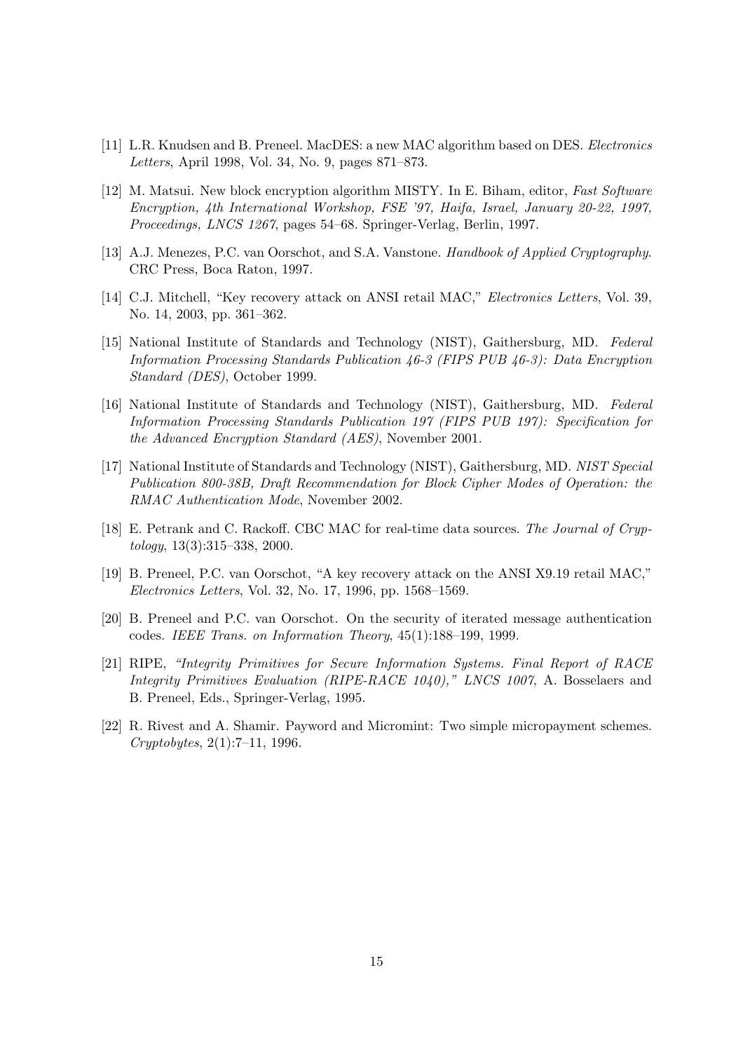[11] L.R. Knudsen and B. Preneel. MacDES: a new MAC algorithm based on DES. *Electronics Letters*, April 1998, Vol. 34, No. 9, pages 871–873.

[12] M. Matsui. New block encryption algorithm MISTY. In E. Biham, editor, *Fast Software Encryption, 4th International Workshop, FSE '97, Haifa, Israel, January 20-22, 1997, Proceedings, LNCS 1267*, pages 54–68. Springer-Verlag, Berlin, 1997.

[13] A.J. Menezes, P.C. van Oorschot, and S.A. Vanstone. *Handbook of Applied Cryptography*. CRC Press, Boca Raton, 1997.

[14] C.J. Mitchell, "Key recovery attack on ANSI retail MAC," *Electronics Letters*, Vol. 39, No. 14, 2003, pp. 361–362.

[15] National Institute of Standards and Technology (NIST), Gaithersburg, MD. *Federal Information Processing Standards Publication 46-3 (FIPS PUB 46-3): Data Encryption Standard (DES)*, October 1999.

[16] National Institute of Standards and Technology (NIST), Gaithersburg, MD. *Federal Information Processing Standards Publication 197 (FIPS PUB 197): Specification for the Advanced Encryption Standard (AES)*, November 2001.

[17] National Institute of Standards and Technology (NIST), Gaithersburg, MD. *NIST Special Publication 800-38B, Draft Recommendation for Block Cipher Modes of Operation: the RMAC Authentication Mode*, November 2002.

[18] E. Petrank and C. Rackoff. CBC MAC for real-time data sources. *The Journal of Cryptology*, 13(3):315–338, 2000.

[19] B. Preneel, P.C. van Oorschot, "A key recovery attack on the ANSI X9.19 retail MAC," *Electronics Letters*, Vol. 32, No. 17, 1996, pp. 1568–1569.

[20] B. Preneel and P.C. van Oorschot. On the security of iterated message authentication codes. *IEEE Trans. on Information Theory*, 45(1):188–199, 1999.

[21] RIPE, *"Integrity Primitives for Secure Information Systems. Final Report of RACE Integrity Primitives Evaluation (RIPE-RACE 1040)," LNCS 1007*, A. Bosselaers and B. Preneel, Eds., Springer-Verlag, 1995.

[22] R. Rivest and A. Shamir. Payword and Micromint: Two simple micropayment schemes. *Cryptobytes*, 2(1):7–11, 1996.